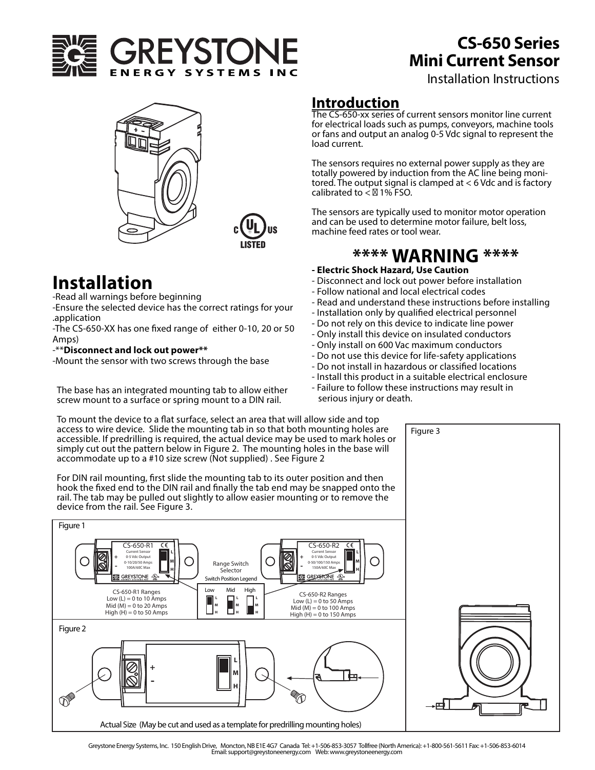# GREYSTONE ENERGY SYSTEMS INC

## CS-650 Series Mini Current Sensor

Installation Instructions

## Introduction

The CS-650-xx series of current sensors monitor line current for electrical loads such as pumps, conveyors, machine tools or fans and output an analog 0-5 Vdc signal to represent the load current.

The sensors requires no external power supply as they are totally powered by induction from the AC line being monitored. The output signal is clamped at < 6 Vdc and is factory calibrated to < 1% FSO.

The sensors are typically used to monitor motor operation and can be used to determine motor failure, belt loss, machine feed rates or tool wear.

## **** WARNING ****

- **- Electric Shock Hazard, Use Caution**
- Disconnect and lock out power before installation
- Follow national and local electrical codes
- Read and understand these instructions before installing
- Installation only by qualified electrical personnel
- Do not rely on this device to indicate line power
- Only install this device on insulated conductors
- Only install on 600 Vac maximum conductors
- Do not use this device for life-safety applications
- Do not install in hazardous or classified locations
- Install this product in a suitable electrical enclosure
- Failure to follow these instructions may result in serious injury or death.

# Installation

-Read all warnings before beginning
-Ensure the selected device has the correct ratings for your .application
-The CS-650-XX has one fixed range of either 0-10, 20 or 50 Amps)
-**Disconnect and lock out power**
-Mount the sensor with two screws through the base

The base has an integrated mounting tab to allow either screw mount to a surface or spring mount to a DIN rail.

To mount the device to a flat surface, select an area that will allow side and top access to wire device. Slide the mounting tab in so that both mounting holes are accessible. If predrilling is required, the actual device may be used to mark holes or simply cut out the pattern below in Figure 2. The mounting holes in the base will accommodate up to a #10 size screw (Not supplied) . See Figure 2

For DIN rail mounting, first slide the mounting tab to its outer position and then hook the fixed end to the DIN rail and finally the tab end may be snapped onto the rail. The tab may be pulled out slightly to allow easier mounting or to remove the device from the rail. See Figure 3.

Figure 1

CS-650-R1
Current Sensor
0-5 Vdc Output
0-10/20/50 Amps
100A/60C Max

CS-650-R2
Current Sensor
0-5 Vdc Output
0-50/100/150 Amps
150A/60C Max

Range Switch Selector

Switch Position Legend
Low Mid High

CS-650-R1 Ranges
Low (L) = 0 to 10 Amps
Mid (M) = 0 to 20 Amps
High (H) = 0 to 50 Amps

CS-650-R2 Ranges
Low (L) = 0 to 50 Amps
Mid (M) = 0 to 100 Amps
High (H) = 0 to 150 Amps

Figure 2

Actual Size (May be cut and used as a template for predrilling mounting holes)

Figure 3

Greystone Energy Systems, Inc. 150 English Drive, Moncton, NB E1E 4G7 Canada Tel: +1-506-853-3057 Tollfree (North America): +1-800-561-5611 Fax: +1-506-853-6014
Email: support@greystoneenergy.com Web: www.greystoneenergy.com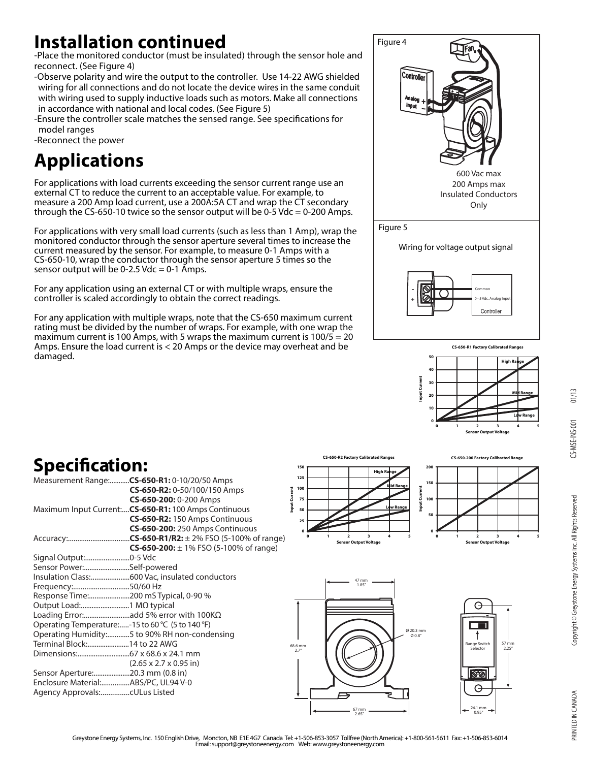# Installation continued

- Place the monitored conductor (must be insulated) through the sensor hole and reconnect. (See Figure 4)
- Observe polarity and wire the output to the controller. Use 14-22 AWG shielded wiring for all connections and do not locate the device wires in the same conduit with wiring used to supply inductive loads such as motors. Make all connections in accordance with national and local codes. (See Figure 5)
- Ensure the controller scale matches the sensed range. See specifications for model ranges
- Reconnect the power

Figure 4

Fan

Controller

Analog Input + −

600 Vac max
200 Amps max
Insulated Conductors Only

Figure 5

Wiring for voltage output signal

Common
0 - 5 Vdc, Analog Input
Controller

# Applications

For applications with load currents exceeding the sensor current range use an external CT to reduce the current to an acceptable value. For example, to measure a 200 Amp load current, use a 200A:5A CT and wrap the CT secondary through the CS-650-10 twice so the sensor output will be 0-5 Vdc = 0-200 Amps.

For applications with very small load currents (such as less than 1 Amp), wrap the monitored conductor through the sensor aperture several times to increase the current measured by the sensor. For example, to measure 0-1 Amps with a CS-650-10, wrap the conductor through the sensor aperture 5 times so the sensor output will be 0-2.5 Vdc = 0-1 Amps.

For any application using an external CT or with multiple wraps, ensure the controller is scaled accordingly to obtain the correct readings.

For any application with multiple wraps, note that the CS-650 maximum current rating must be divided by the number of wraps. For example, with one wrap the maximum current is 100 Amps, with 5 wraps the maximum current is 100/5 = 20 Amps. Ensure the load current is < 20 Amps or the device may overheat and be damaged.

CS-650-R1 Factory Calibrated Ranges

Input Current: 0, 10, 20, 30, 40, 50
Sensor Output Voltage: 0, 1, 2, 3, 4, 5
High Range
Mid Range
Low Range

# Specification:

Measurement Range:...........**CS-650-R1:** 0-10/20/50 Amps
**CS-650-R2:** 0-50/100/150 Amps
**CS-650-200:** 0-200 Amps
Maximum Input Current:....**CS-650-R1:** 100 Amps Continuous
**CS-650-R2:** 150 Amps Continuous
**CS-650-200:** 250 Amps Continuous
Accuracy:................................**CS-650-R1/R2:** ± 2% FSO (5-100% of range)
**CS-650-200:** ± 1% FSO (5-100% of range)
Signal Output:........................0-5 Vdc
Sensor Power:.........................Self-powered
Insulation Class:.....................600 Vac, insulated conductors
Frequency:..............................50/60 Hz
Response Time:......................200 mS Typical, 0-90 %
Output Load:..........................1 MΩ typical
Loading Error:.........................add 5% error with 100KΩ
Operating Temperature:.....-15 to 60 °C (5 to 140 °F)
Operating Humidity:............5 to 90% RH non-condensing
Terminal Block:.......................14 to 22 AWG
Dimensions:............................67 x 68.6 x 24.1 mm
(2.65 x 2.7 x 0.95 in)
Sensor Aperture:....................20.3 mm (0.8 in)
Enclosure Material:...............ABS/PC, UL94 V-0
Agency Approvals:...............cULus Listed

CS-650-R2 Factory Calibrated Ranges

Input Current: 0, 25, 50, 75, 100, 125, 150
Sensor Output Voltage: 0, 1, 2, 3, 4, 5
High Range
Mid Range
Low Range

CS-650-200 Factory Calibrated Range

Input Current: 0, 50, 100, 150, 200
Sensor Output Voltage: 0, 1, 2, 3, 4, 5

47 mm 1.85"
68.6 mm 2.7"
Ø 20.3 mm Ø 0.8"
67 mm 2.65"
Range Switch Selector
57 mm 2.25"
24.1 mm 0.95"

Greystone Energy Systems, Inc. 150 English Drive, Moncton, NB E1E 4G7 Canada Tel: +1-506-853-3057 Tollfree (North America): +1-800-561-5611 Fax: +1-506-853-6014
Email: support@greystoneenergy.com Web: www.greystoneenergy.com

PRINTED IN CANADA Copyright © Greystone Energy Systems Inc. All Rights Reserved CS-MSE-INS-001 01/13